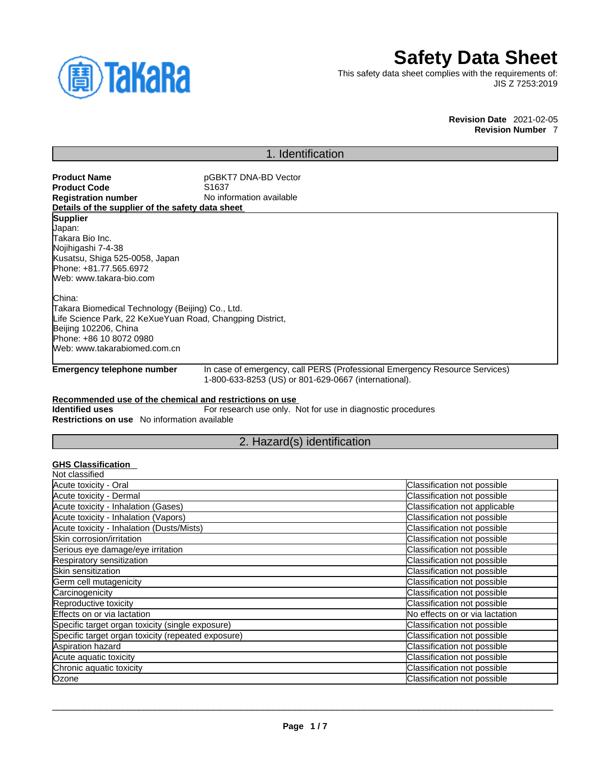# Safety Data Sheet

This safety data sheet complies with the requirements of:
JIS Z 7253:2019

**Revision Date** 2021-02-05
**Revision Number** 7

## 1. Identification

**Product Name** pGBKT7 DNA-BD Vector
**Product Code** S1637
**Registration number** No information available

**Details of the supplier of the safety data sheet**

**Supplier**
Japan:
Takara Bio Inc.
Nojihigashi 7-4-38
Kusatsu, Shiga 525-0058, Japan
Phone: +81.77.565.6972
Web: www.takara-bio.com

China:
Takara Biomedical Technology (Beijing) Co., Ltd.
Life Science Park, 22 KeXueYuan Road, Changping District,
Beijing 102206, China
Phone: +86 10 8072 0980
Web: www.takarabiomed.com.cn

**Emergency telephone number** In case of emergency, call PERS (Professional Emergency Resource Services) 1-800-633-8253 (US) or 801-629-0667 (international).

**Recommended use of the chemical and restrictions on use**
**Identified uses** For research use only. Not for use in diagnostic procedures
**Restrictions on use** No information available

## 2. Hazard(s) identification

**GHS Classification**
Not classified

| | |
|---|---|
| Acute toxicity - Oral | Classification not possible |
| Acute toxicity - Dermal | Classification not possible |
| Acute toxicity - Inhalation (Gases) | Classification not applicable |
| Acute toxicity - Inhalation (Vapors) | Classification not possible |
| Acute toxicity - Inhalation (Dusts/Mists) | Classification not possible |
| Skin corrosion/irritation | Classification not possible |
| Serious eye damage/eye irritation | Classification not possible |
| Respiratory sensitization | Classification not possible |
| Skin sensitization | Classification not possible |
| Germ cell mutagenicity | Classification not possible |
| Carcinogenicity | Classification not possible |
| Reproductive toxicity | Classification not possible |
| Effects on or via lactation | No effects on or via lactation |
| Specific target organ toxicity (single exposure) | Classification not possible |
| Specific target organ toxicity (repeated exposure) | Classification not possible |
| Aspiration hazard | Classification not possible |
| Acute aquatic toxicity | Classification not possible |
| Chronic aquatic toxicity | Classification not possible |
| Ozone | Classification not possible |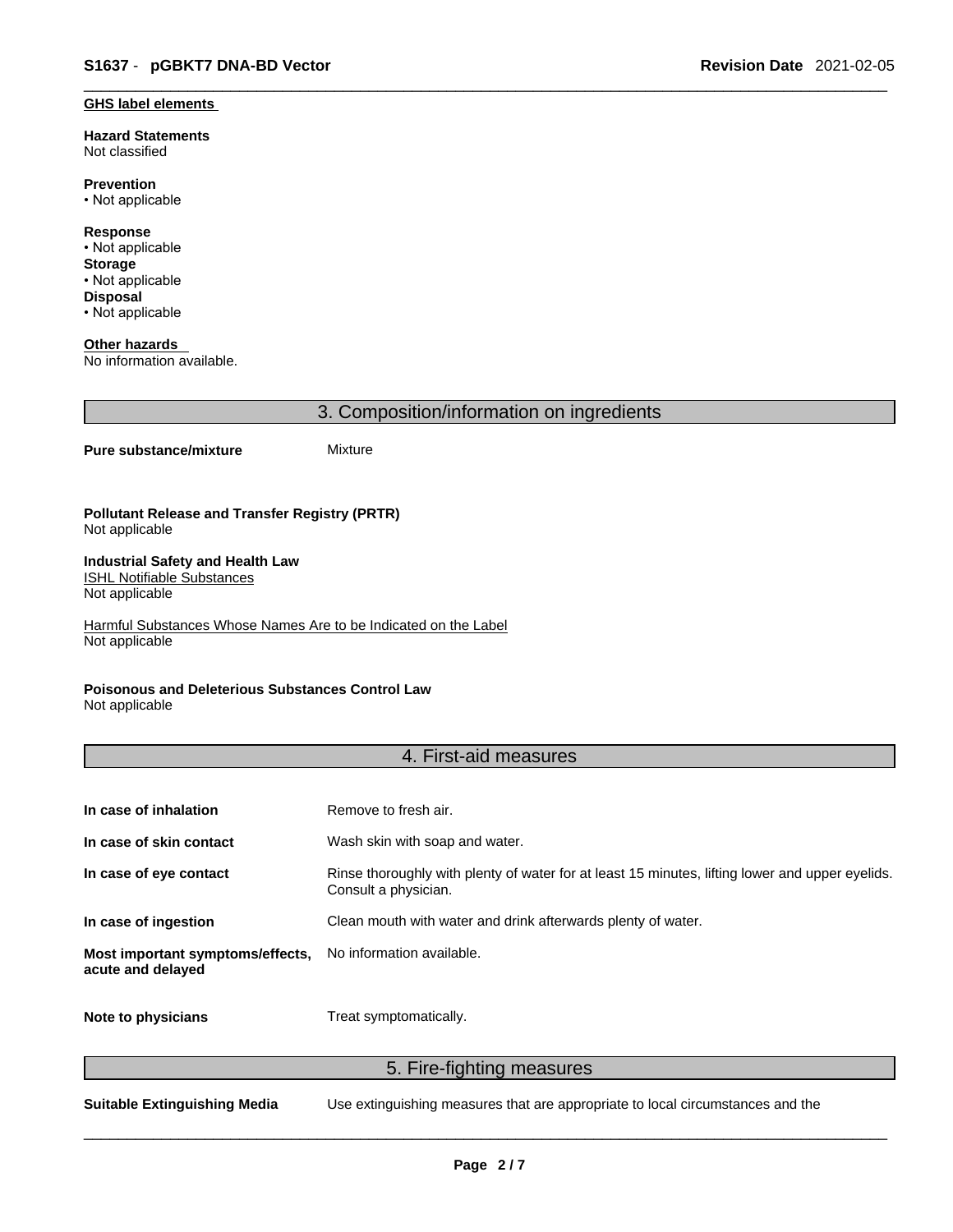**GHS label elements**

**Hazard Statements**
Not classified

**Prevention**
• Not applicable

**Response**
• Not applicable
**Storage**
• Not applicable
**Disposal**
• Not applicable

**Other hazards**
No information available.

## 3. Composition/information on ingredients

**Pure substance/mixture** Mixture

**Pollutant Release and Transfer Registry (PRTR)**
Not applicable

**Industrial Safety and Health Law**
ISHL Notifiable Substances
Not applicable

Harmful Substances Whose Names Are to be Indicated on the Label
Not applicable

**Poisonous and Deleterious Substances Control Law**
Not applicable

## 4. First-aid measures

| | |
|---|---|
| **In case of inhalation** | Remove to fresh air. |
| **In case of skin contact** | Wash skin with soap and water. |
| **In case of eye contact** | Rinse thoroughly with plenty of water for at least 15 minutes, lifting lower and upper eyelids. Consult a physician. |
| **In case of ingestion** | Clean mouth with water and drink afterwards plenty of water. |
| **Most important symptoms/effects, acute and delayed** | No information available. |
| **Note to physicians** | Treat symptomatically. |

## 5. Fire-fighting measures

**Suitable Extinguishing Media** Use extinguishing measures that are appropriate to local circumstances and the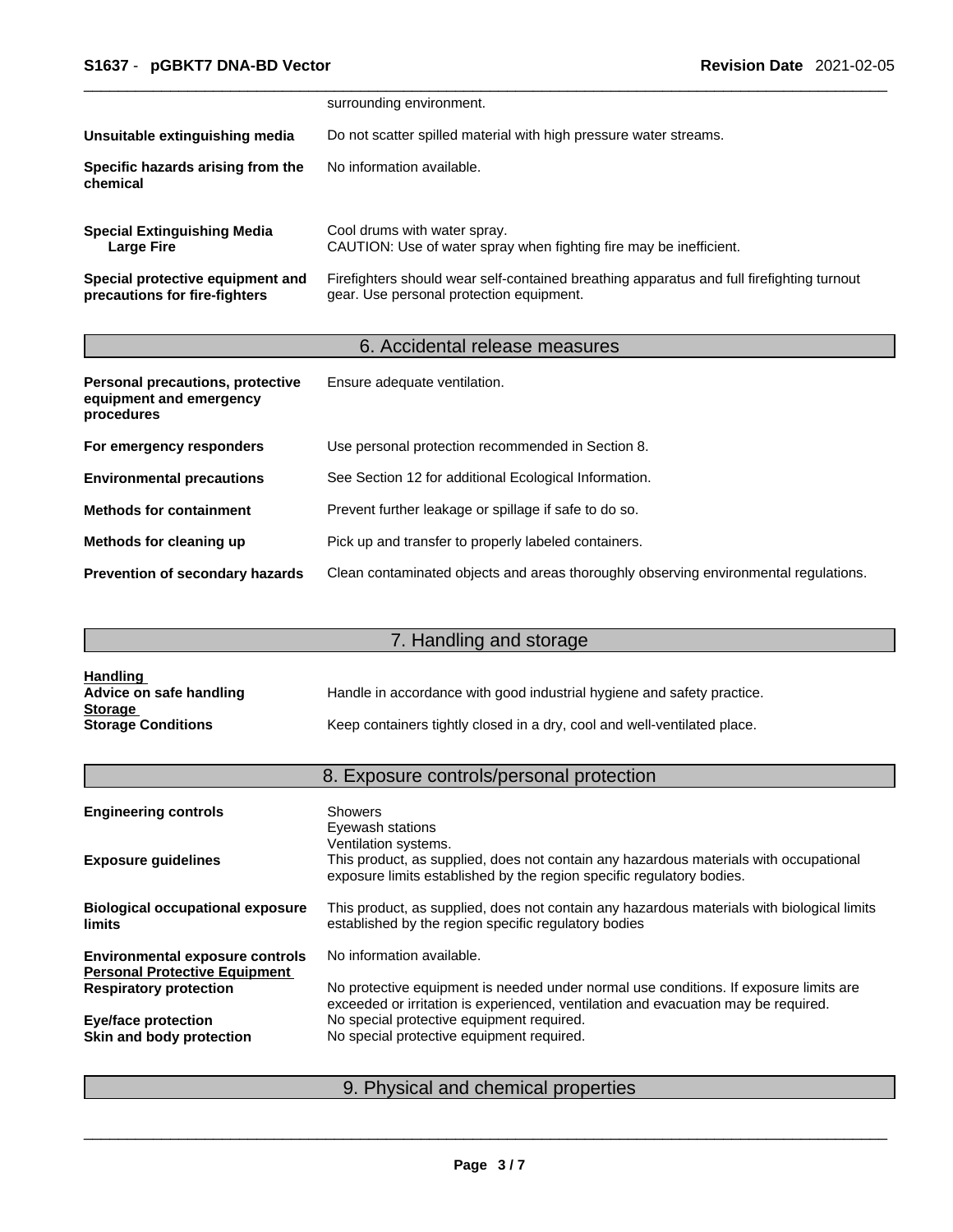| | |
|---|---|
| | surrounding environment. |
| **Unsuitable extinguishing media** | Do not scatter spilled material with high pressure water streams. |
| **Specific hazards arising from the chemical** | No information available. |
| **Special Extinguishing Media**<br>**Large Fire** | Cool drums with water spray.<br>CAUTION: Use of water spray when fighting fire may be inefficient. |
| **Special protective equipment and precautions for fire-fighters** | Firefighters should wear self-contained breathing apparatus and full firefighting turnout gear. Use personal protection equipment. |

## 6. Accidental release measures

| | |
|---|---|
| **Personal precautions, protective equipment and emergency procedures** | Ensure adequate ventilation. |
| **For emergency responders** | Use personal protection recommended in Section 8. |
| **Environmental precautions** | See Section 12 for additional Ecological Information. |
| **Methods for containment** | Prevent further leakage or spillage if safe to do so. |
| **Methods for cleaning up** | Pick up and transfer to properly labeled containers. |
| **Prevention of secondary hazards** | Clean contaminated objects and areas thoroughly observing environmental regulations. |

## 7. Handling and storage

**Handling**

| | |
|---|---|
| **Advice on safe handling** | Handle in accordance with good industrial hygiene and safety practice. |

**Storage**

| | |
|---|---|
| **Storage Conditions** | Keep containers tightly closed in a dry, cool and well-ventilated place. |

## 8. Exposure controls/personal protection

| | |
|---|---|
| **Engineering controls** | Showers<br>Eyewash stations<br>Ventilation systems. |
| **Exposure guidelines** | This product, as supplied, does not contain any hazardous materials with occupational exposure limits established by the region specific regulatory bodies. |
| **Biological occupational exposure limits** | This product, as supplied, does not contain any hazardous materials with biological limits established by the region specific regulatory bodies |
| **Environmental exposure controls** | No information available. |

**Personal Protective Equipment**

| | |
|---|---|
| **Respiratory protection** | No protective equipment is needed under normal use conditions. If exposure limits are exceeded or irritation is experienced, ventilation and evacuation may be required. |
| **Eye/face protection** | No special protective equipment required. |
| **Skin and body protection** | No special protective equipment required. |

## 9. Physical and chemical properties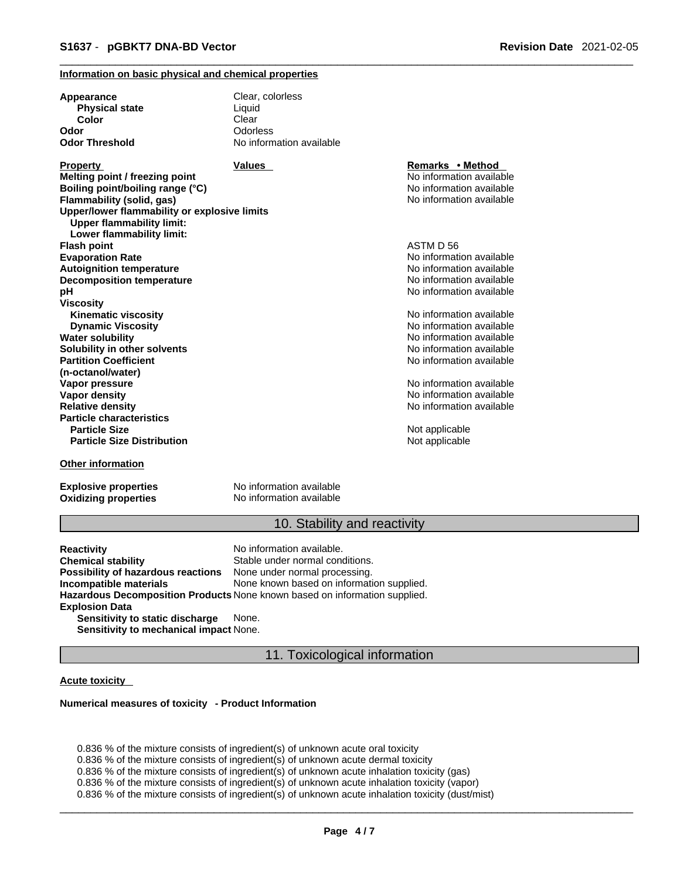**Information on basic physical and chemical properties**

| | |
|---|---|
| **Appearance** | Clear, colorless |
| **Physical state** | Liquid |
| **Color** | Clear |
| **Odor** | Odorless |
| **Odor Threshold** | No information available |

| **Property** | **Values** | **Remarks • Method** |
|---|---|---|
| **Melting point / freezing point** | | No information available |
| **Boiling point/boiling range (°C)** | | No information available |
| **Flammability (solid, gas)** | | No information available |
| **Upper/lower flammability or explosive limits** | | |
| **Upper flammability limit:** | | |
| **Lower flammability limit:** | | |
| **Flash point** | | ASTM D 56 |
| **Evaporation Rate** | | No information available |
| **Autoignition temperature** | | No information available |
| **Decomposition temperature** | | No information available |
| **pH** | | No information available |
| **Viscosity** | | |
| **Kinematic viscosity** | | No information available |
| **Dynamic Viscosity** | | No information available |
| **Water solubility** | | No information available |
| **Solubility in other solvents** | | No information available |
| **Partition Coefficient (n-octanol/water)** | | No information available |
| **Vapor pressure** | | No information available |
| **Vapor density** | | No information available |
| **Relative density** | | No information available |
| **Particle characteristics** | | |
| **Particle Size** | | Not applicable |
| **Particle Size Distribution** | | Not applicable |

**Other information**

| | |
|---|---|
| **Explosive properties** | No information available |
| **Oxidizing properties** | No information available |

## 10. Stability and reactivity

| | |
|---|---|
| **Reactivity** | No information available. |
| **Chemical stability** | Stable under normal conditions. |
| **Possibility of hazardous reactions** | None under normal processing. |
| **Incompatible materials** | None known based on information supplied. |
| **Hazardous Decomposition Products** | None known based on information supplied. |
| **Explosion Data** | |
| **Sensitivity to static discharge** | None. |
| **Sensitivity to mechanical impact** | None. |

## 11. Toxicological information

**Acute toxicity**

**Numerical measures of toxicity - Product Information**

0.836 % of the mixture consists of ingredient(s) of unknown acute oral toxicity
0.836 % of the mixture consists of ingredient(s) of unknown acute dermal toxicity
0.836 % of the mixture consists of ingredient(s) of unknown acute inhalation toxicity (gas)
0.836 % of the mixture consists of ingredient(s) of unknown acute inhalation toxicity (vapor)
0.836 % of the mixture consists of ingredient(s) of unknown acute inhalation toxicity (dust/mist)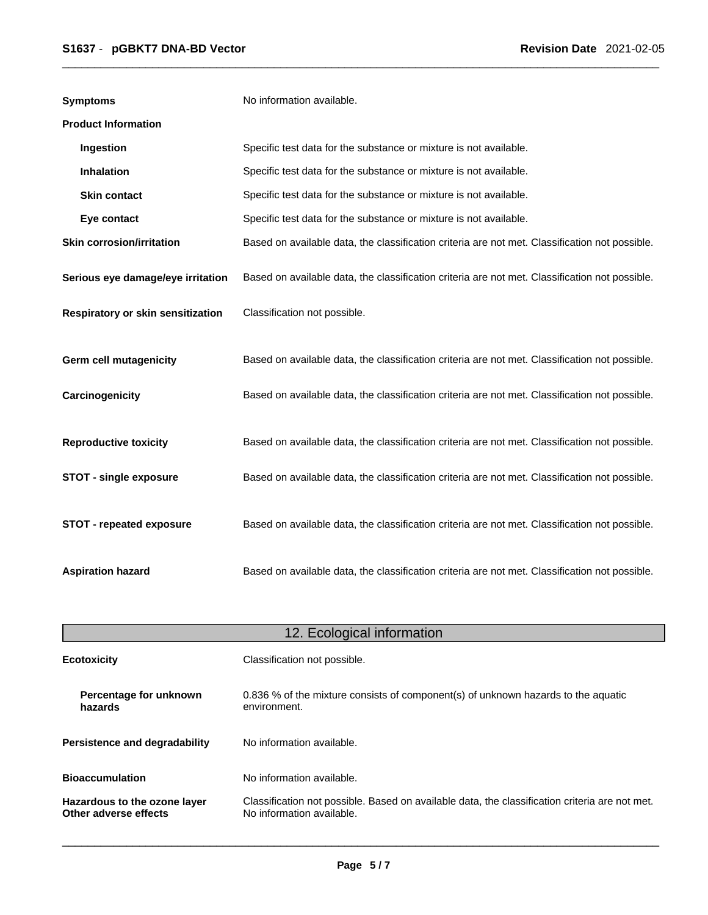| | |
|---|---|
| **Symptoms** | No information available. |
| **Product Information** | |
| **Ingestion** | Specific test data for the substance or mixture is not available. |
| **Inhalation** | Specific test data for the substance or mixture is not available. |
| **Skin contact** | Specific test data for the substance or mixture is not available. |
| **Eye contact** | Specific test data for the substance or mixture is not available. |
| **Skin corrosion/irritation** | Based on available data, the classification criteria are not met. Classification not possible. |
| **Serious eye damage/eye irritation** | Based on available data, the classification criteria are not met. Classification not possible. |
| **Respiratory or skin sensitization** | Classification not possible. |
| **Germ cell mutagenicity** | Based on available data, the classification criteria are not met. Classification not possible. |
| **Carcinogenicity** | Based on available data, the classification criteria are not met. Classification not possible. |
| **Reproductive toxicity** | Based on available data, the classification criteria are not met. Classification not possible. |
| **STOT - single exposure** | Based on available data, the classification criteria are not met. Classification not possible. |
| **STOT - repeated exposure** | Based on available data, the classification criteria are not met. Classification not possible. |
| **Aspiration hazard** | Based on available data, the classification criteria are not met. Classification not possible. |

## 12. Ecological information

| | |
|---|---|
| **Ecotoxicity** | Classification not possible. |
| **Percentage for unknown hazards** | 0.836 % of the mixture consists of component(s) of unknown hazards to the aquatic environment. |
| **Persistence and degradability** | No information available. |
| **Bioaccumulation** | No information available. |
| **Hazardous to the ozone layer** | Classification not possible. Based on available data, the classification criteria are not met. |
| **Other adverse effects** | No information available. |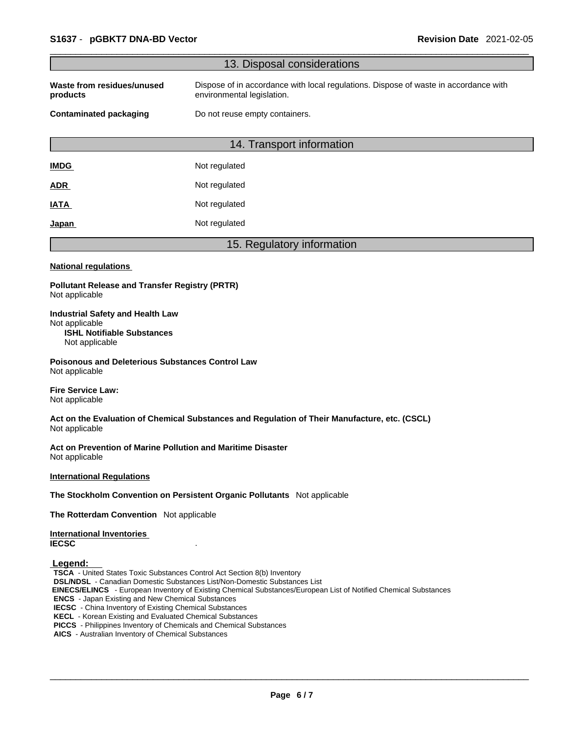## 13. Disposal considerations

| | |
|---|---|
| **Waste from residues/unused products** | Dispose of in accordance with local regulations. Dispose of waste in accordance with environmental legislation. |
| **Contaminated packaging** | Do not reuse empty containers. |

## 14. Transport information

| | |
|---|---|
| **IMDG** | Not regulated |
| **ADR** | Not regulated |
| **IATA** | Not regulated |
| **Japan** | Not regulated |

## 15. Regulatory information

**National regulations**

**Pollutant Release and Transfer Registry (PRTR)**
Not applicable

**Industrial Safety and Health Law**
Not applicable
**ISHL Notifiable Substances**
Not applicable

**Poisonous and Deleterious Substances Control Law**
Not applicable

**Fire Service Law:**
Not applicable

**Act on the Evaluation of Chemical Substances and Regulation of Their Manufacture, etc. (CSCL)**
Not applicable

**Act on Prevention of Marine Pollution and Maritime Disaster**
Not applicable

**International Regulations**

**The Stockholm Convention on Persistent Organic Pollutants** Not applicable

**The Rotterdam Convention** Not applicable

**International Inventories**
**IECSC** .

**Legend:**
**TSCA** - United States Toxic Substances Control Act Section 8(b) Inventory
**DSL/NDSL** - Canadian Domestic Substances List/Non-Domestic Substances List
**EINECS/ELINCS** - European Inventory of Existing Chemical Substances/European List of Notified Chemical Substances
**ENCS** - Japan Existing and New Chemical Substances
**IECSC** - China Inventory of Existing Chemical Substances
**KECL** - Korean Existing and Evaluated Chemical Substances
**PICCS** - Philippines Inventory of Chemicals and Chemical Substances
**AICS** - Australian Inventory of Chemical Substances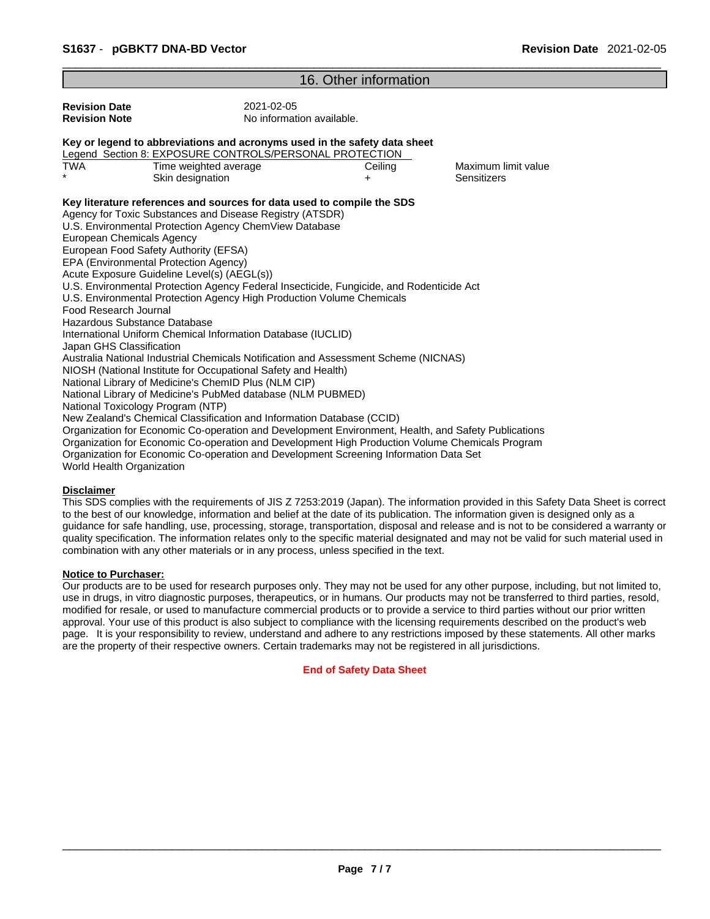## 16. Other information

**Revision Date** 2021-02-05
**Revision Note** No information available.

**Key or legend to abbreviations and acronyms used in the safety data sheet**

Legend Section 8: EXPOSURE CONTROLS/PERSONAL PROTECTION

| | | | |
|---|---|---|---|
| TWA | Time weighted average | Ceiling | Maximum limit value |
| * | Skin designation | + | Sensitizers |

**Key literature references and sources for data used to compile the SDS**

Agency for Toxic Substances and Disease Registry (ATSDR)
U.S. Environmental Protection Agency ChemView Database
European Chemicals Agency
European Food Safety Authority (EFSA)
EPA (Environmental Protection Agency)
Acute Exposure Guideline Level(s) (AEGL(s))
U.S. Environmental Protection Agency Federal Insecticide, Fungicide, and Rodenticide Act
U.S. Environmental Protection Agency High Production Volume Chemicals
Food Research Journal
Hazardous Substance Database
International Uniform Chemical Information Database (IUCLID)
Japan GHS Classification
Australia National Industrial Chemicals Notification and Assessment Scheme (NICNAS)
NIOSH (National Institute for Occupational Safety and Health)
National Library of Medicine's ChemID Plus (NLM CIP)
National Library of Medicine's PubMed database (NLM PUBMED)
National Toxicology Program (NTP)
New Zealand's Chemical Classification and Information Database (CCID)
Organization for Economic Co-operation and Development Environment, Health, and Safety Publications
Organization for Economic Co-operation and Development High Production Volume Chemicals Program
Organization for Economic Co-operation and Development Screening Information Data Set
World Health Organization

**Disclaimer**

This SDS complies with the requirements of JIS Z 7253:2019 (Japan). The information provided in this Safety Data Sheet is correct to the best of our knowledge, information and belief at the date of its publication. The information given is designed only as a guidance for safe handling, use, processing, storage, transportation, disposal and release and is not to be considered a warranty or quality specification. The information relates only to the specific material designated and may not be valid for such material used in combination with any other materials or in any process, unless specified in the text.

**Notice to Purchaser:**

Our products are to be used for research purposes only. They may not be used for any other purpose, including, but not limited to, use in drugs, in vitro diagnostic purposes, therapeutics, or in humans. Our products may not be transferred to third parties, resold, modified for resale, or used to manufacture commercial products or to provide a service to third parties without our prior written approval. Your use of this product is also subject to compliance with the licensing requirements described on the product's web page. It is your responsibility to review, understand and adhere to any restrictions imposed by these statements. All other marks are the property of their respective owners. Certain trademarks may not be registered in all jurisdictions.

**End of Safety Data Sheet**